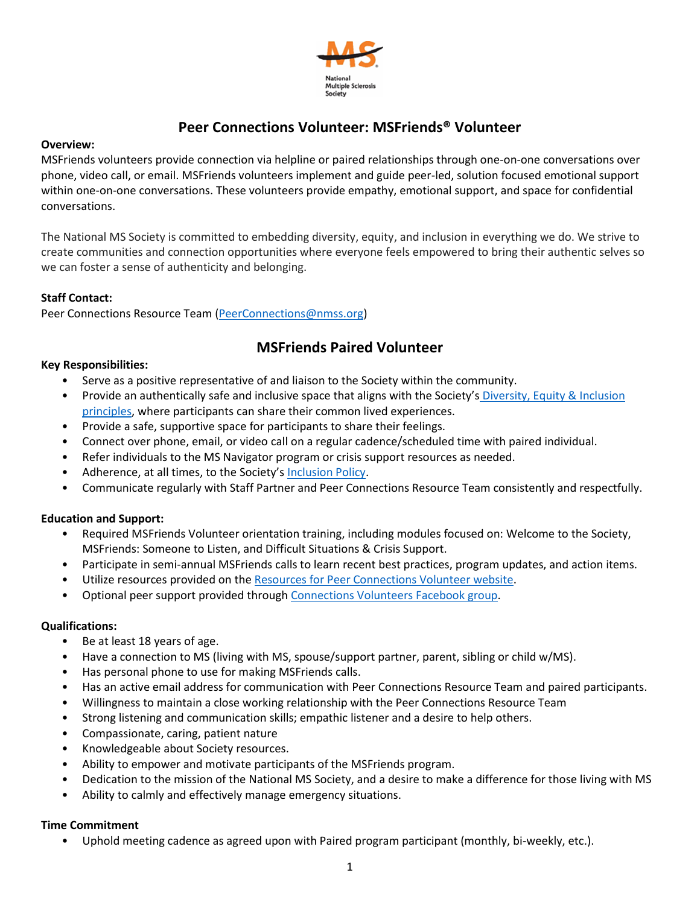# Peer Connections Volunteer: MSFriends® Volunteer

**Overview:**

MSFriends volunteers provide connection via helpline or paired relationships through one-on-one conversations over phone, video call, or email. MSFriends volunteers implement and guide peer-led, solution focused emotional support within one-on-one conversations. These volunteers provide empathy, emotional support, and space for confidential conversations.

The National MS Society is committed to embedding diversity, equity, and inclusion in everything we do. We strive to create communities and connection opportunities where everyone feels empowered to bring their authentic selves so we can foster a sense of authenticity and belonging.

**Staff Contact:**

Peer Connections Resource Team (PeerConnections@nmss.org)

## MSFriends Paired Volunteer

**Key Responsibilities:**

- Serve as a positive representative of and liaison to the Society within the community.
- Provide an authentically safe and inclusive space that aligns with the Society's Diversity, Equity & Inclusion principles, where participants can share their common lived experiences.
- Provide a safe, supportive space for participants to share their feelings.
- Connect over phone, email, or video call on a regular cadence/scheduled time with paired individual.
- Refer individuals to the MS Navigator program or crisis support resources as needed.
- Adherence, at all times, to the Society's Inclusion Policy.
- Communicate regularly with Staff Partner and Peer Connections Resource Team consistently and respectfully.

**Education and Support:**

- Required MSFriends Volunteer orientation training, including modules focused on: Welcome to the Society, MSFriends: Someone to Listen, and Difficult Situations & Crisis Support.
- Participate in semi-annual MSFriends calls to learn recent best practices, program updates, and action items.
- Utilize resources provided on the Resources for Peer Connections Volunteer website.
- Optional peer support provided through Connections Volunteers Facebook group.

**Qualifications:**

- Be at least 18 years of age.
- Have a connection to MS (living with MS, spouse/support partner, parent, sibling or child w/MS).
- Has personal phone to use for making MSFriends calls.
- Has an active email address for communication with Peer Connections Resource Team and paired participants.
- Willingness to maintain a close working relationship with the Peer Connections Resource Team
- Strong listening and communication skills; empathic listener and a desire to help others.
- Compassionate, caring, patient nature
- Knowledgeable about Society resources.
- Ability to empower and motivate participants of the MSFriends program.
- Dedication to the mission of the National MS Society, and a desire to make a difference for those living with MS
- Ability to calmly and effectively manage emergency situations.

**Time Commitment**

- Uphold meeting cadence as agreed upon with Paired program participant (monthly, bi-weekly, etc.).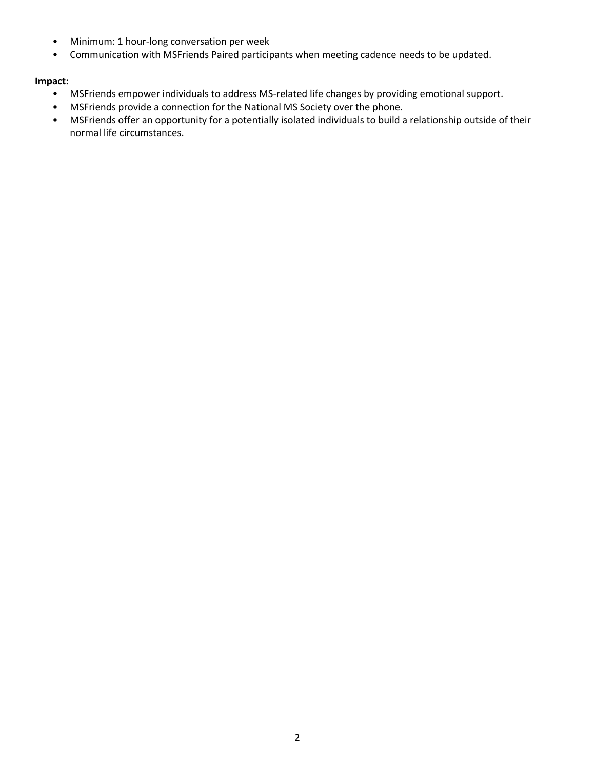- Minimum: 1 hour-long conversation per week
- Communication with MSFriends Paired participants when meeting cadence needs to be updated.

**Impact:**

- MSFriends empower individuals to address MS-related life changes by providing emotional support.
- MSFriends provide a connection for the National MS Society over the phone.
- MSFriends offer an opportunity for a potentially isolated individuals to build a relationship outside of their normal life circumstances.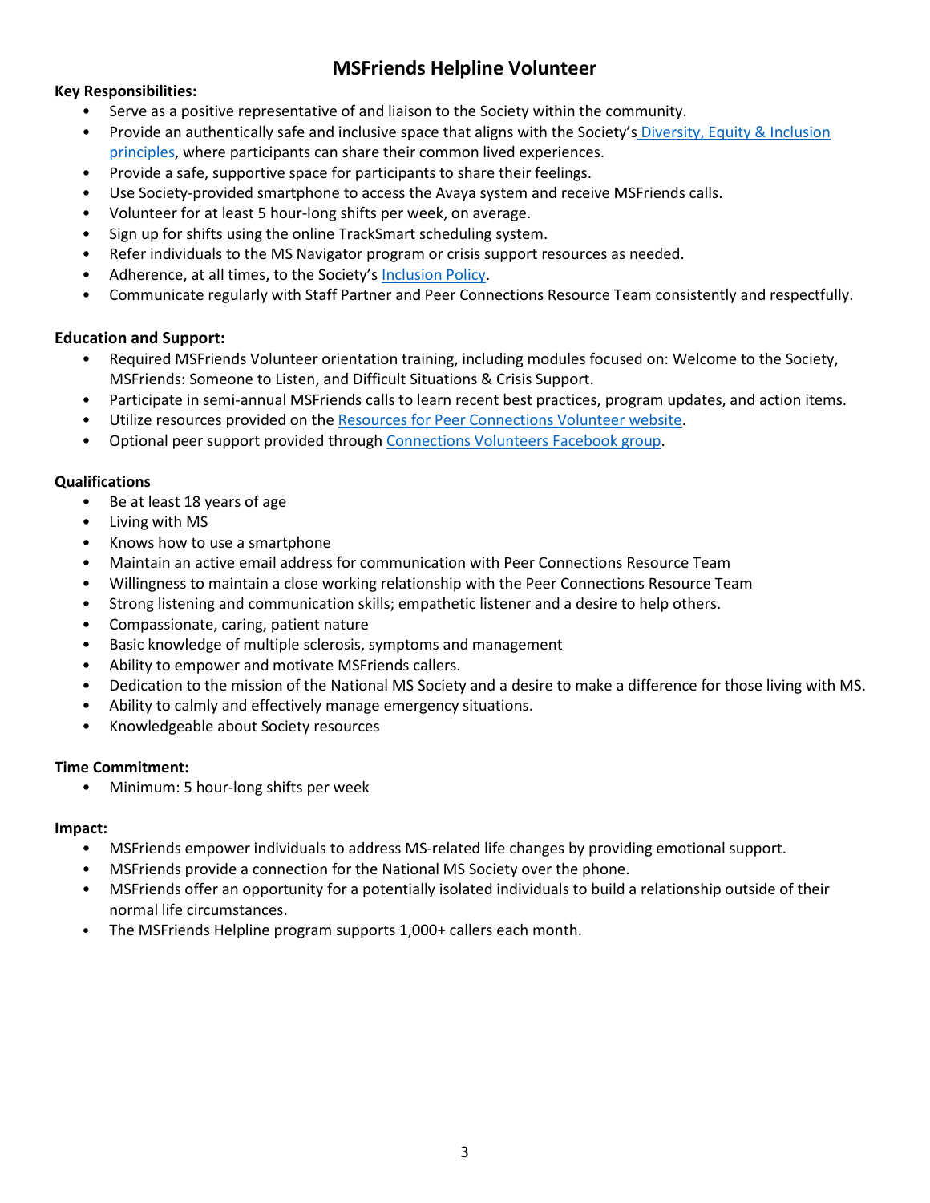# MSFriends Helpline Volunteer

**Key Responsibilities:**

- Serve as a positive representative of and liaison to the Society within the community.
- Provide an authentically safe and inclusive space that aligns with the Society's Diversity, Equity & Inclusion principles, where participants can share their common lived experiences.
- Provide a safe, supportive space for participants to share their feelings.
- Use Society-provided smartphone to access the Avaya system and receive MSFriends calls.
- Volunteer for at least 5 hour-long shifts per week, on average.
- Sign up for shifts using the online TrackSmart scheduling system.
- Refer individuals to the MS Navigator program or crisis support resources as needed.
- Adherence, at all times, to the Society's Inclusion Policy.
- Communicate regularly with Staff Partner and Peer Connections Resource Team consistently and respectfully.

**Education and Support:**

- Required MSFriends Volunteer orientation training, including modules focused on: Welcome to the Society, MSFriends: Someone to Listen, and Difficult Situations & Crisis Support.
- Participate in semi-annual MSFriends calls to learn recent best practices, program updates, and action items.
- Utilize resources provided on the Resources for Peer Connections Volunteer website.
- Optional peer support provided through Connections Volunteers Facebook group.

**Qualifications**

- Be at least 18 years of age
- Living with MS
- Knows how to use a smartphone
- Maintain an active email address for communication with Peer Connections Resource Team
- Willingness to maintain a close working relationship with the Peer Connections Resource Team
- Strong listening and communication skills; empathetic listener and a desire to help others.
- Compassionate, caring, patient nature
- Basic knowledge of multiple sclerosis, symptoms and management
- Ability to empower and motivate MSFriends callers.
- Dedication to the mission of the National MS Society and a desire to make a difference for those living with MS.
- Ability to calmly and effectively manage emergency situations.
- Knowledgeable about Society resources

**Time Commitment:**

- Minimum: 5 hour-long shifts per week

**Impact:**

- MSFriends empower individuals to address MS-related life changes by providing emotional support.
- MSFriends provide a connection for the National MS Society over the phone.
- MSFriends offer an opportunity for a potentially isolated individuals to build a relationship outside of their normal life circumstances.
- The MSFriends Helpline program supports 1,000+ callers each month.